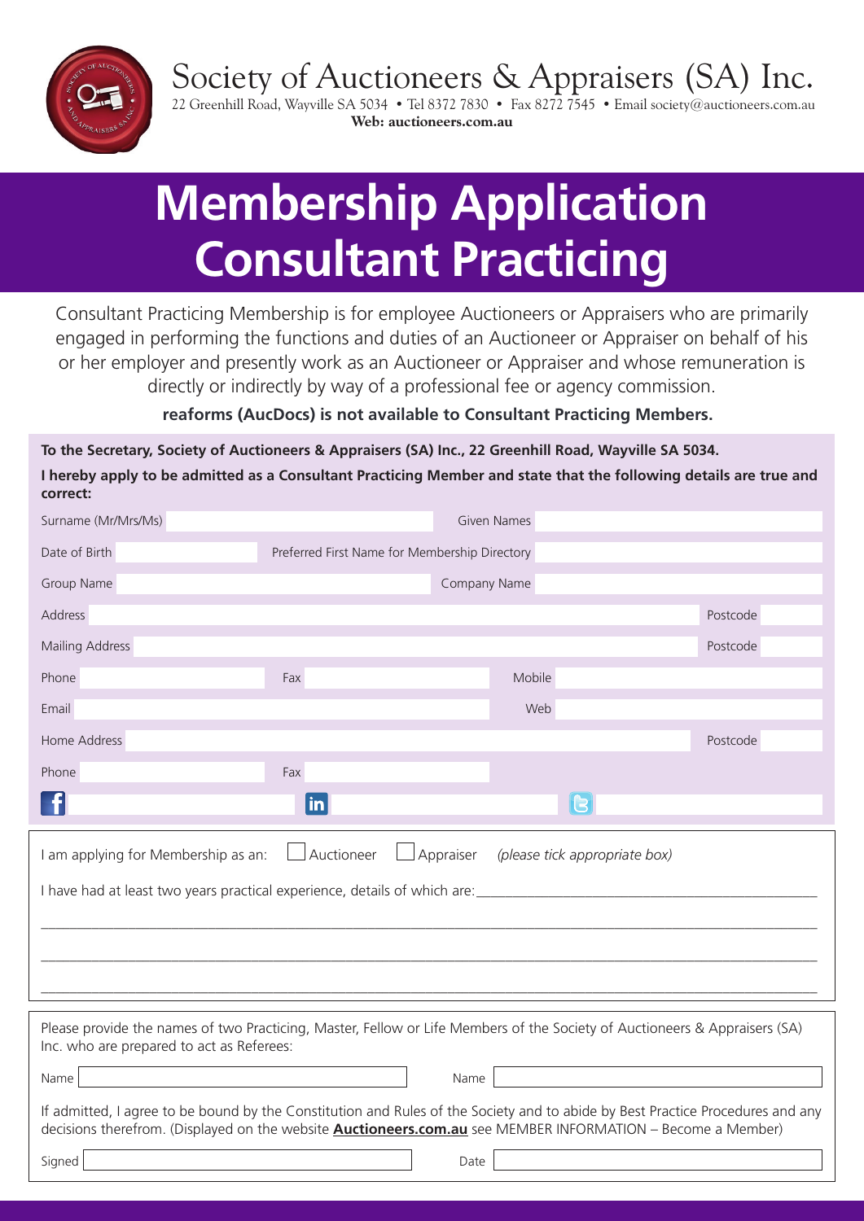Society of Auctioneers & Appraisers (SA) Inc.

22 Greenhill Road, Wayville SA 5034 • Tel 8372 7830 • Fax 8272 7545 • Email society@auctioneers.com.au

**Web: auctioneers.com.au**

# Membership Application Consultant Practicing

Consultant Practicing Membership is for employee Auctioneers or Appraisers who are primarily engaged in performing the functions and duties of an Auctioneer or Appraiser on behalf of his or her employer and presently work as an Auctioneer or Appraiser and whose remuneration is directly or indirectly by way of a professional fee or agency commission.

**reaforms (AucDocs) is not available to Consultant Practicing Members.**

**To the Secretary, Society of Auctioneers & Appraisers (SA) Inc., 22 Greenhill Road, Wayville SA 5034.**

**I hereby apply to be admitted as a Consultant Practicing Member and state that the following details are true and correct:**

Surname (Mr/Mrs/Ms) ________ Given Names ________

Date of Birth ________ Preferred First Name for Membership Directory ________

Group Name ________ Company Name ________

Address ________ Postcode ________

Mailing Address ________ Postcode ________

Phone ________ Fax ________ Mobile ________

Email ________ Web ________

Home Address ________ Postcode ________

Phone ________ Fax ________

Facebook ________ LinkedIn ________ Twitter ________

I am applying for Membership as an: ☐ Auctioneer ☐ Appraiser *(please tick appropriate box)*

I have had at least two years practical experience, details of which are:________________________________________________

________________________________________________________________________________________________

________________________________________________________________________________________________

________________________________________________________________________________________________

Please provide the names of two Practicing, Master, Fellow or Life Members of the Society of Auctioneers & Appraisers (SA) Inc. who are prepared to act as Referees:

Name ________ Name ________

If admitted, I agree to be bound by the Constitution and Rules of the Society and to abide by Best Practice Procedures and any decisions therefrom. (Displayed on the website **Auctioneers.com.au** see MEMBER INFORMATION – Become a Member)

Signed ________ Date ________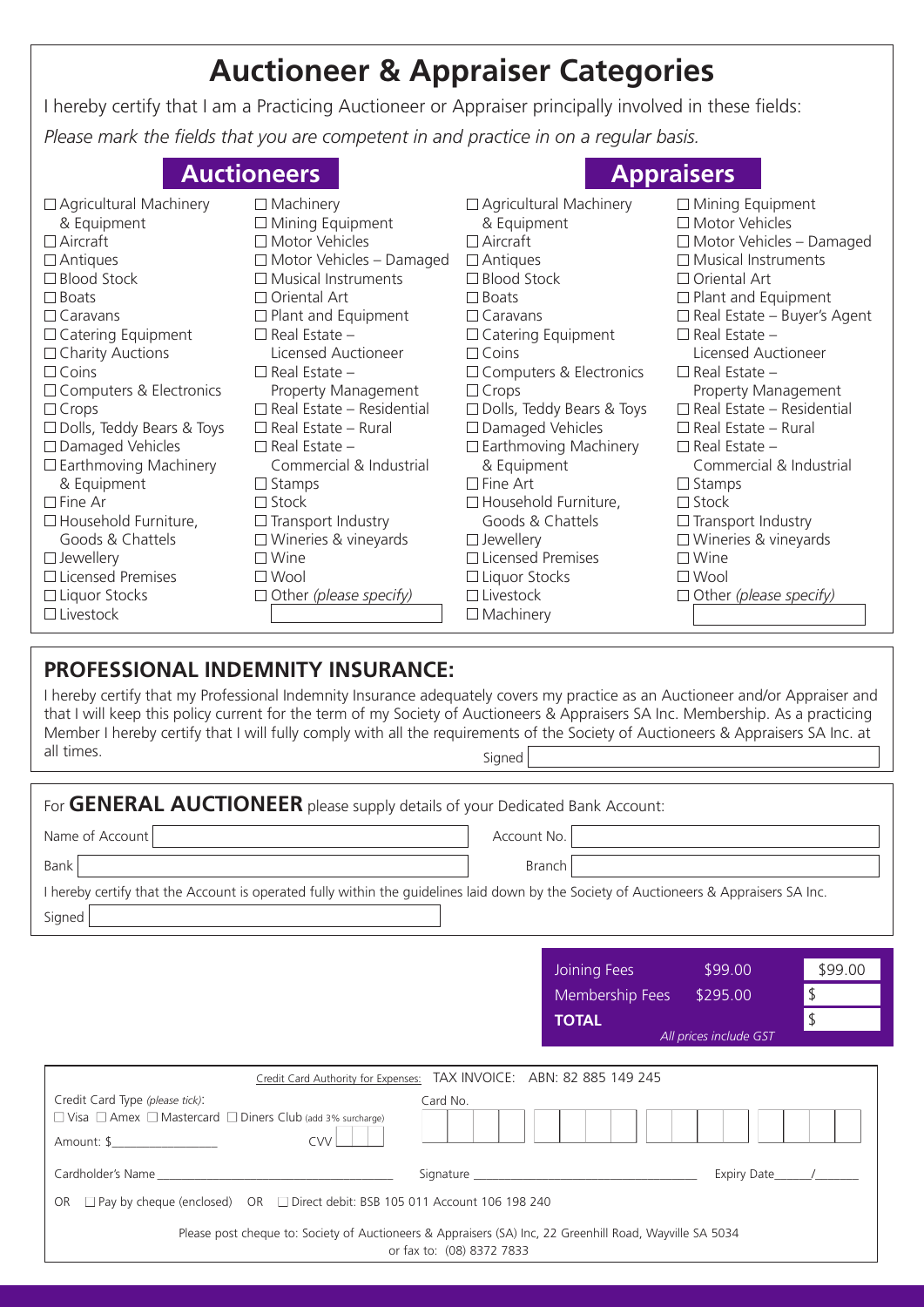# Auctioneer & Appraiser Categories

I hereby certify that I am a Practicing Auctioneer or Appraiser principally involved in these fields:

*Please mark the fields that you are competent in and practice in on a regular basis.*

## Auctioneers

- ☐ Agricultural Machinery & Equipment
- ☐ Aircraft
- ☐ Antiques
- ☐ Blood Stock
- ☐ Boats
- ☐ Caravans
- ☐ Catering Equipment
- ☐ Charity Auctions
- ☐ Coins
- ☐ Computers & Electronics
- ☐ Crops
- ☐ Dolls, Teddy Bears & Toys
- ☐ Damaged Vehicles
- ☐ Earthmoving Machinery & Equipment
- ☐ Fine Ar
- ☐ Household Furniture, Goods & Chattels
- ☐ Jewellery
- ☐ Licensed Premises
- ☐ Liquor Stocks
- ☐ Livestock
- ☐ Machinery
- ☐ Mining Equipment
- ☐ Motor Vehicles
- ☐ Motor Vehicles – Damaged
- ☐ Musical Instruments
- ☐ Oriental Art
- ☐ Plant and Equipment
- ☐ Real Estate – Licensed Auctioneer
- ☐ Real Estate – Property Management
- ☐ Real Estate – Residential
- ☐ Real Estate – Rural
- ☐ Real Estate – Commercial & Industrial
- ☐ Stamps
- ☐ Stock
- ☐ Transport Industry
- ☐ Wineries & vineyards
- ☐ Wine
- ☐ Wool
- ☐ Other *(please specify)* ____________

## Appraisers

- ☐ Agricultural Machinery & Equipment
- ☐ Aircraft
- ☐ Antiques
- ☐ Blood Stock
- ☐ Boats
- ☐ Caravans
- ☐ Catering Equipment
- ☐ Coins
- ☐ Computers & Electronics
- ☐ Crops
- ☐ Dolls, Teddy Bears & Toys
- ☐ Damaged Vehicles
- ☐ Earthmoving Machinery & Equipment
- ☐ Fine Art
- ☐ Household Furniture, Goods & Chattels
- ☐ Jewellery
- ☐ Licensed Premises
- ☐ Liquor Stocks
- ☐ Livestock
- ☐ Machinery
- ☐ Mining Equipment
- ☐ Motor Vehicles
- ☐ Motor Vehicles – Damaged
- ☐ Musical Instruments
- ☐ Oriental Art
- ☐ Plant and Equipment
- ☐ Real Estate – Buyer's Agent
- ☐ Real Estate – Licensed Auctioneer
- ☐ Real Estate – Property Management
- ☐ Real Estate – Residential
- ☐ Real Estate – Rural
- ☐ Real Estate – Commercial & Industrial
- ☐ Stamps
- ☐ Stock
- ☐ Transport Industry
- ☐ Wineries & vineyards
- ☐ Wine
- ☐ Wool
- ☐ Other *(please specify)* ____________

## PROFESSIONAL INDEMNITY INSURANCE:

I hereby certify that my Professional Indemnity Insurance adequately covers my practice as an Auctioneer and/or Appraiser and that I will keep this policy current for the term of my Society of Auctioneers & Appraisers SA Inc. Membership. As a practicing Member I hereby certify that I will fully comply with all the requirements of the Society of Auctioneers & Appraisers SA Inc. at all times.

Signed ____________

For **GENERAL AUCTIONEER** please supply details of your Dedicated Bank Account:

Name of Account ____________ Account No. ____________

Bank ____________ Branch ____________

I hereby certify that the Account is operated fully within the guidelines laid down by the Society of Auctioneers & Appraisers SA Inc.

Signed ____________

| | | |
|---|---|---|
| Joining Fees | $99.00 | $99.00 |
| Membership Fees | $295.00 | $ |
| **TOTAL** | | $ |

*All prices include GST*

Credit Card Authority for Expenses: TAX INVOICE: ABN: 82 885 149 245

Credit Card Type *(please tick)*: ☐ Visa ☐ Amex ☐ Mastercard ☐ Diners Club (add 3% surcharge)

Card No. ____________

Amount: $____________ CVV ____

Cardholder's Name ____________ Signature ____________ Expiry Date_____/_____

OR ☐ Pay by cheque (enclosed) OR ☐ Direct debit: BSB 105 011 Account 106 198 240

Please post cheque to: Society of Auctioneers & Appraisers (SA) Inc, 22 Greenhill Road, Wayville SA 5034 or fax to: (08) 8372 7833